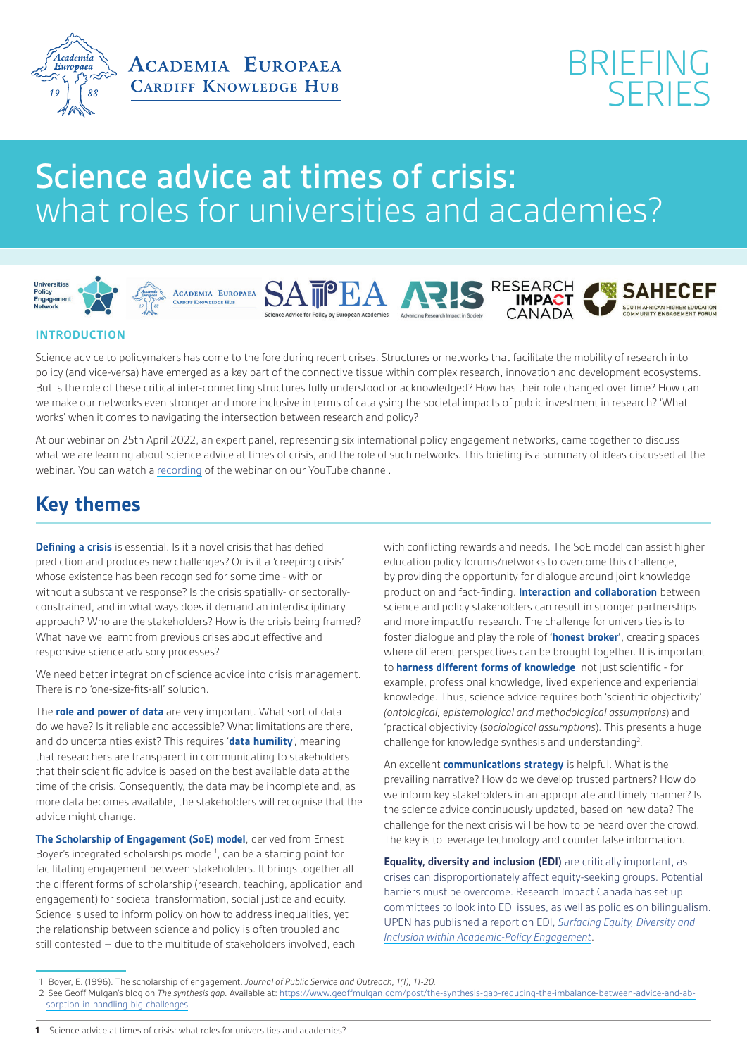Academia Europaea
Cardiff Knowledge Hub

BRIEFING SERIES

# Science advice at times of crisis: what roles for universities and academies?

## INTRODUCTION

Science advice to policymakers has come to the fore during recent crises. Structures or networks that facilitate the mobility of research into policy (and vice-versa) have emerged as a key part of the connective tissue within complex research, innovation and development ecosystems. But is the role of these critical inter-connecting structures fully understood or acknowledged? How has their role changed over time? How can we make our networks even stronger and more inclusive in terms of catalysing the societal impacts of public investment in research? 'What works' when it comes to navigating the intersection between research and policy?

At our webinar on 25th April 2022, an expert panel, representing six international policy engagement networks, came together to discuss what we are learning about science advice at times of crisis, and the role of such networks. This briefing is a summary of ideas discussed at the webinar. You can watch a recording of the webinar on our YouTube channel.

## Key themes

**Defining a crisis** is essential. Is it a novel crisis that has defied prediction and produces new challenges? Or is it a 'creeping crisis' whose existence has been recognised for some time - with or without a substantive response? Is the crisis spatially- or sectorally-constrained, and in what ways does it demand an interdisciplinary approach? Who are the stakeholders? How is the crisis being framed? What have we learnt from previous crises about effective and responsive science advisory processes?

We need better integration of science advice into crisis management. There is no 'one-size-fits-all' solution.

The **role and power of data** are very important. What sort of data do we have? Is it reliable and accessible? What limitations are there, and do uncertainties exist? This requires '**data humility**', meaning that researchers are transparent in communicating to stakeholders that their scientific advice is based on the best available data at the time of the crisis. Consequently, the data may be incomplete and, as more data becomes available, the stakeholders will recognise that the advice might change.

**The Scholarship of Engagement (SoE) model**, derived from Ernest Boyer's integrated scholarships model[1], can be a starting point for facilitating engagement between stakeholders. It brings together all the different forms of scholarship (research, teaching, application and engagement) for societal transformation, social justice and equity. Science is used to inform policy on how to address inequalities, yet the relationship between science and policy is often troubled and still contested – due to the multitude of stakeholders involved, each with conflicting rewards and needs. The SoE model can assist higher education policy forums/networks to overcome this challenge, by providing the opportunity for dialogue around joint knowledge production and fact-finding. **Interaction and collaboration** between science and policy stakeholders can result in stronger partnerships and more impactful research. The challenge for universities is to foster dialogue and play the role of **'honest broker'**, creating spaces where different perspectives can be brought together. It is important to **harness different forms of knowledge**, not just scientific - for example, professional knowledge, lived experience and experiential knowledge. Thus, science advice requires both 'scientific objectivity' (*ontological, epistemological and methodological assumptions*) and 'practical objectivity (*sociological assumptions*). This presents a huge challenge for knowledge synthesis and understanding[2].

An excellent **communications strategy** is helpful. What is the prevailing narrative? How do we develop trusted partners? How do we inform key stakeholders in an appropriate and timely manner? Is the science advice continuously updated, based on new data? The challenge for the next crisis will be how to be heard over the crowd. The key is to leverage technology and counter false information.

**Equality, diversity and inclusion (EDI)** are critically important, as crises can disproportionately affect equity-seeking groups. Potential barriers must be overcome. Research Impact Canada has set up committees to look into EDI issues, as well as policies on bilingualism. UPEN has published a report on EDI, *Surfacing Equity, Diversity and Inclusion within Academic-Policy Engagement*.

---

1 Boyer, E. (1996). The scholarship of engagement. *Journal of Public Service and Outreach, 1(1), 11-20.*

2 See Geoff Mulgan's blog on *The synthesis gap*. Available at: https://www.geoffmulgan.com/post/the-synthesis-gap-reducing-the-imbalance-between-advice-and-absorption-in-handling-big-challenges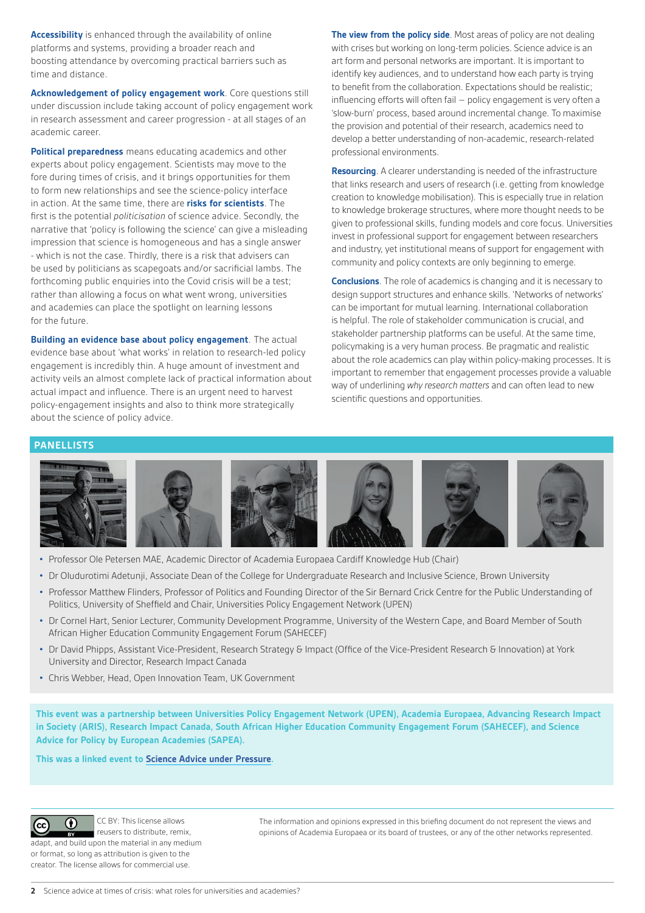**Accessibility** is enhanced through the availability of online platforms and systems, providing a broader reach and boosting attendance by overcoming practical barriers such as time and distance.

**Acknowledgement of policy engagement work**. Core questions still under discussion include taking account of policy engagement work in research assessment and career progression - at all stages of an academic career.

**Political preparedness** means educating academics and other experts about policy engagement. Scientists may move to the fore during times of crisis, and it brings opportunities for them to form new relationships and see the science-policy interface in action. At the same time, there are **risks for scientists**. The first is the potential *politicisation* of science advice. Secondly, the narrative that 'policy is following the science' can give a misleading impression that science is homogeneous and has a single answer - which is not the case. Thirdly, there is a risk that advisers can be used by politicians as scapegoats and/or sacrificial lambs. The forthcoming public enquiries into the Covid crisis will be a test; rather than allowing a focus on what went wrong, universities and academies can place the spotlight on learning lessons for the future.

**Building an evidence base about policy engagement**. The actual evidence base about 'what works' in relation to research-led policy engagement is incredibly thin. A huge amount of investment and activity veils an almost complete lack of practical information about actual impact and influence. There is an urgent need to harvest policy-engagement insights and also to think more strategically about the science of policy advice.

**The view from the policy side**. Most areas of policy are not dealing with crises but working on long-term policies. Science advice is an art form and personal networks are important. It is important to identify key audiences, and to understand how each party is trying to benefit from the collaboration. Expectations should be realistic; influencing efforts will often fail – policy engagement is very often a 'slow-burn' process, based around incremental change. To maximise the provision and potential of their research, academics need to develop a better understanding of non-academic, research-related professional environments.

**Resourcing**. A clearer understanding is needed of the infrastructure that links research and users of research (i.e. getting from knowledge creation to knowledge mobilisation). This is especially true in relation to knowledge brokerage structures, where more thought needs to be given to professional skills, funding models and core focus. Universities invest in professional support for engagement between researchers and industry, yet institutional means of support for engagement with community and policy contexts are only beginning to emerge.

**Conclusions**. The role of academics is changing and it is necessary to design support structures and enhance skills. 'Networks of networks' can be important for mutual learning. International collaboration is helpful. The role of stakeholder communication is crucial, and stakeholder partnership platforms can be useful. At the same time, policymaking is a very human process. Be pragmatic and realistic about the role academics can play within policy-making processes. It is important to remember that engagement processes provide a valuable way of underlining *why research matters* and can often lead to new scientific questions and opportunities.

## PANELLISTS

- Professor Ole Petersen MAE, Academic Director of Academia Europaea Cardiff Knowledge Hub (Chair)
- Dr Oludurotimi Adetunji, Associate Dean of the College for Undergraduate Research and Inclusive Science, Brown University
- Professor Matthew Flinders, Professor of Politics and Founding Director of the Sir Bernard Crick Centre for the Public Understanding of Politics, University of Sheffield and Chair, Universities Policy Engagement Network (UPEN)
- Dr Cornel Hart, Senior Lecturer, Community Development Programme, University of the Western Cape, and Board Member of South African Higher Education Community Engagement Forum (SAHECEF)
- Dr David Phipps, Assistant Vice-President, Research Strategy & Impact (Office of the Vice-President Research & Innovation) at York University and Director, Research Impact Canada
- Chris Webber, Head, Open Innovation Team, UK Government

**This event was a partnership between Universities Policy Engagement Network (UPEN), Academia Europaea, Advancing Research Impact in Society (ARIS), Research Impact Canada, South African Higher Education Community Engagement Forum (SAHECEF), and Science Advice for Policy by European Academies (SAPEA).**

**This was a linked event to Science Advice under Pressure.**

CC BY: This license allows reusers to distribute, remix, adapt, and build upon the material in any medium or format, so long as attribution is given to the creator. The license allows for commercial use.

The information and opinions expressed in this briefing document do not represent the views and opinions of Academia Europaea or its board of trustees, or any of the other networks represented.